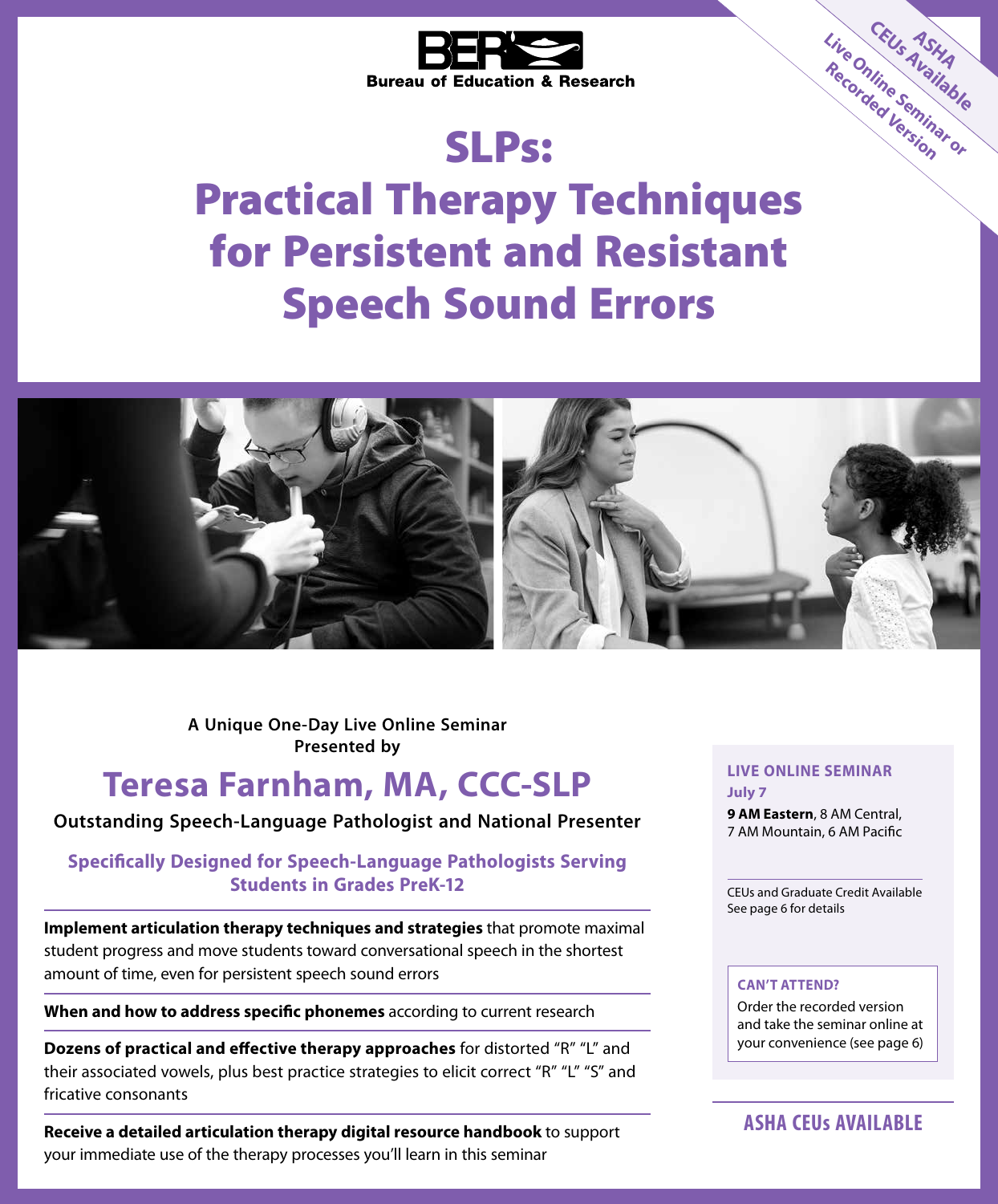**Bureau of Education & Research**

**ASHA CEUs Available**
**Live Online Seminar or Recorded Version**

# SLPs: Practical Therapy Techniques for Persistent and Resistant Speech Sound Errors

**A Unique One-Day Live Online Seminar Presented by**

## Teresa Farnham, MA, CCC-SLP

**Outstanding Speech-Language Pathologist and National Presenter**

**Specifically Designed for Speech-Language Pathologists Serving Students in Grades PreK-12**

**Implement articulation therapy techniques and strategies** that promote maximal student progress and move students toward conversational speech in the shortest amount of time, even for persistent speech sound errors

**When and how to address specific phonemes** according to current research

**Dozens of practical and effective therapy approaches** for distorted "R" "L" and their associated vowels, plus best practice strategies to elicit correct "R" "L" "S" and fricative consonants

**Receive a detailed articulation therapy digital resource handbook** to support your immediate use of the therapy processes you'll learn in this seminar

**LIVE ONLINE SEMINAR**
**July 7**
**9 AM Eastern**, 8 AM Central, 7 AM Mountain, 6 AM Pacific

CEUs and Graduate Credit Available
See page 6 for details

**CAN'T ATTEND?**
Order the recorded version and take the seminar online at your convenience (see page 6)

**ASHA CEUs AVAILABLE**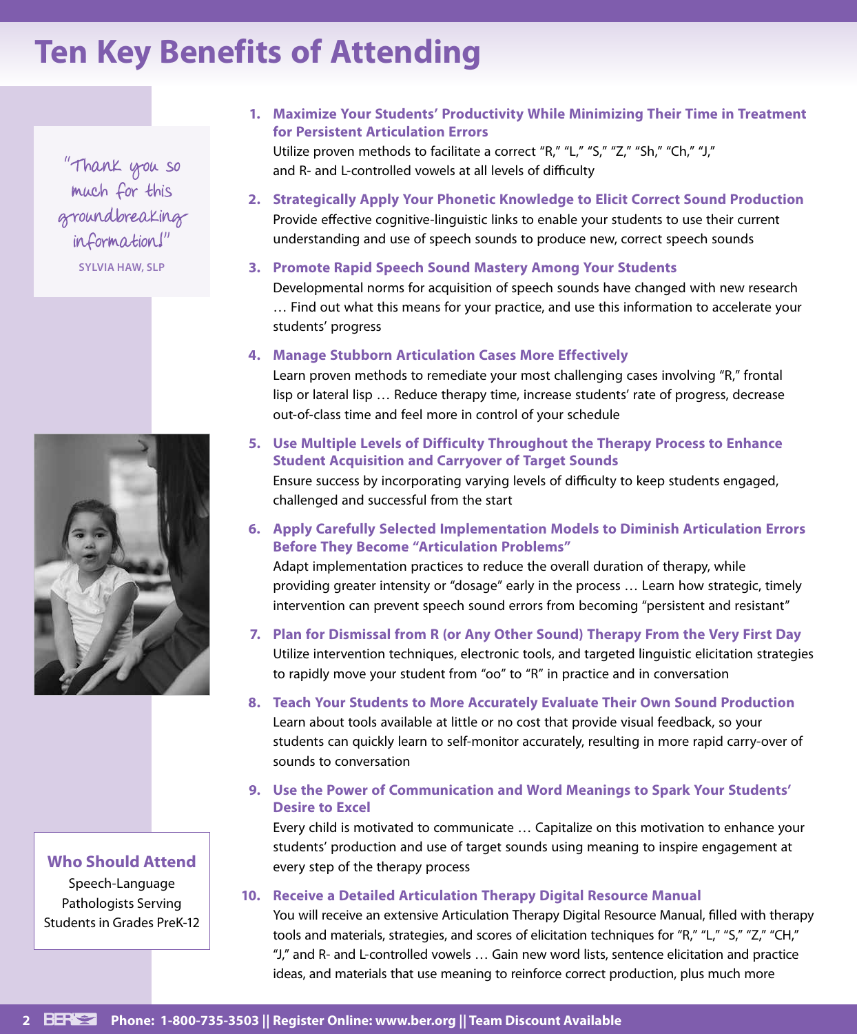# Ten Key Benefits of Attending

"Thank you so much for this groundbreaking information!"

**SYLVIA HAW, SLP**

1. **Maximize Your Students' Productivity While Minimizing Their Time in Treatment for Persistent Articulation Errors**
   Utilize proven methods to facilitate a correct "R," "L," "S," "Z," "Sh," "Ch," "J," and R- and L-controlled vowels at all levels of difficulty

2. **Strategically Apply Your Phonetic Knowledge to Elicit Correct Sound Production**
   Provide effective cognitive-linguistic links to enable your students to use their current understanding and use of speech sounds to produce new, correct speech sounds

3. **Promote Rapid Speech Sound Mastery Among Your Students**
   Developmental norms for acquisition of speech sounds have changed with new research … Find out what this means for your practice, and use this information to accelerate your students' progress

4. **Manage Stubborn Articulation Cases More Effectively**
   Learn proven methods to remediate your most challenging cases involving "R," frontal lisp or lateral lisp … Reduce therapy time, increase students' rate of progress, decrease out-of-class time and feel more in control of your schedule

5. **Use Multiple Levels of Difficulty Throughout the Therapy Process to Enhance Student Acquisition and Carryover of Target Sounds**
   Ensure success by incorporating varying levels of difficulty to keep students engaged, challenged and successful from the start

6. **Apply Carefully Selected Implementation Models to Diminish Articulation Errors Before They Become "Articulation Problems"**
   Adapt implementation practices to reduce the overall duration of therapy, while providing greater intensity or "dosage" early in the process … Learn how strategic, timely intervention can prevent speech sound errors from becoming "persistent and resistant"

7. **Plan for Dismissal from R (or Any Other Sound) Therapy From the Very First Day**
   Utilize intervention techniques, electronic tools, and targeted linguistic elicitation strategies to rapidly move your student from "oo" to "R" in practice and in conversation

8. **Teach Your Students to More Accurately Evaluate Their Own Sound Production**
   Learn about tools available at little or no cost that provide visual feedback, so your students can quickly learn to self-monitor accurately, resulting in more rapid carry-over of sounds to conversation

9. **Use the Power of Communication and Word Meanings to Spark Your Students' Desire to Excel**
   Every child is motivated to communicate … Capitalize on this motivation to enhance your students' production and use of target sounds using meaning to inspire engagement at every step of the therapy process

10. **Receive a Detailed Articulation Therapy Digital Resource Manual**
    You will receive an extensive Articulation Therapy Digital Resource Manual, filled with therapy tools and materials, strategies, and scores of elicitation techniques for "R," "L," "S," "Z," "CH," "J," and R- and L-controlled vowels … Gain new word lists, sentence elicitation and practice ideas, and materials that use meaning to reinforce correct production, plus much more

## Who Should Attend

Speech-Language Pathologists Serving Students in Grades PreK-12

**Phone: 1-800-735-3503 || Register Online: www.ber.org || Team Discount Available**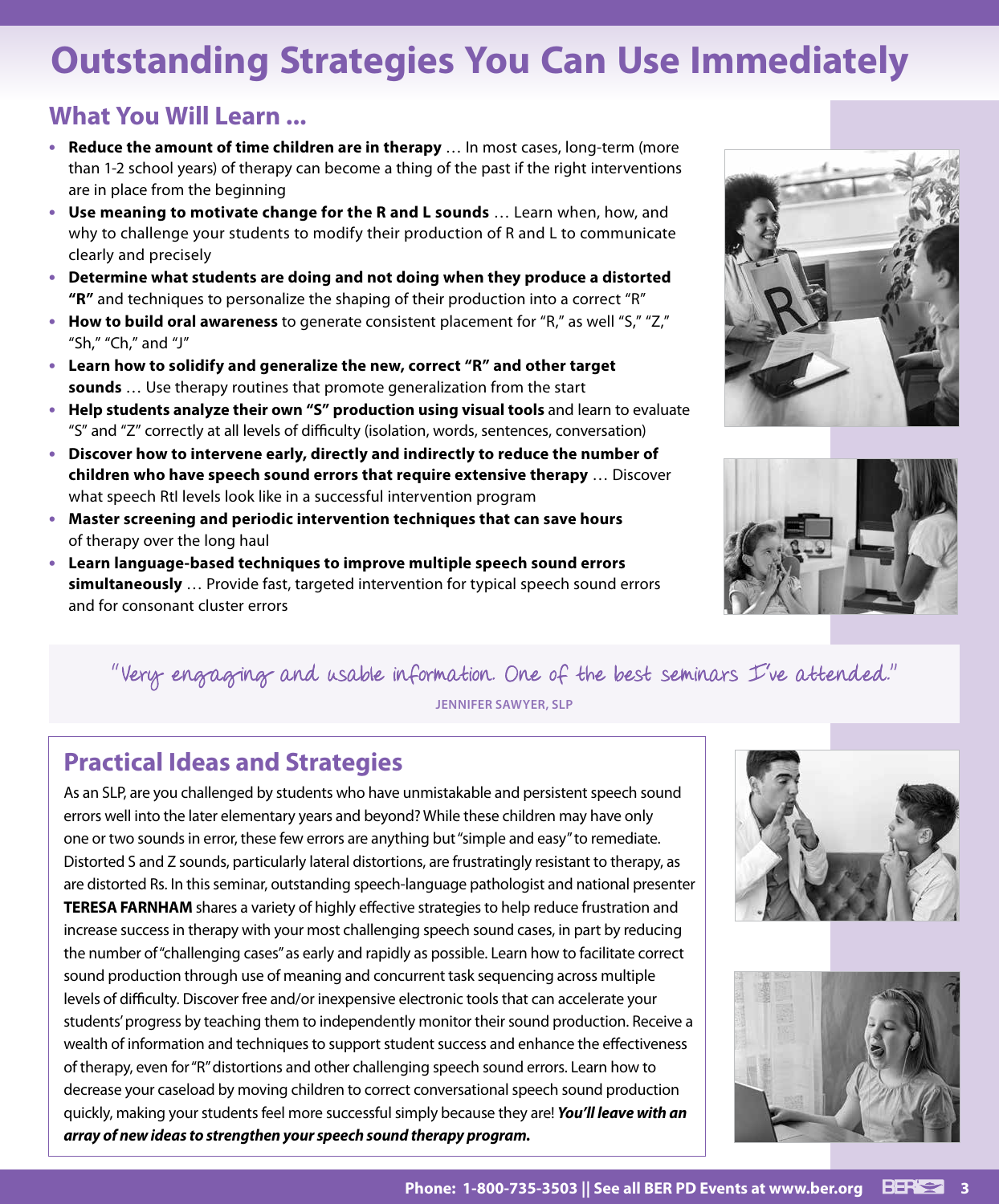# Outstanding Strategies You Can Use Immediately

## What You Will Learn ...

- **Reduce the amount of time children are in therapy** … In most cases, long-term (more than 1-2 school years) of therapy can become a thing of the past if the right interventions are in place from the beginning
- **Use meaning to motivate change for the R and L sounds** … Learn when, how, and why to challenge your students to modify their production of R and L to communicate clearly and precisely
- **Determine what students are doing and not doing when they produce a distorted "R"** and techniques to personalize the shaping of their production into a correct "R"
- **How to build oral awareness** to generate consistent placement for "R," as well "S," "Z," "Sh," "Ch," and "J"
- **Learn how to solidify and generalize the new, correct "R" and other target sounds** … Use therapy routines that promote generalization from the start
- **Help students analyze their own "S" production using visual tools** and learn to evaluate "S" and "Z" correctly at all levels of difficulty (isolation, words, sentences, conversation)
- **Discover how to intervene early, directly and indirectly to reduce the number of children who have speech sound errors that require extensive therapy** … Discover what speech RtI levels look like in a successful intervention program
- **Master screening and periodic intervention techniques that can save hours** of therapy over the long haul
- **Learn language-based techniques to improve multiple speech sound errors simultaneously** … Provide fast, targeted intervention for typical speech sound errors and for consonant cluster errors

"Very engaging and usable information. One of the best seminars I've attended."

JENNIFER SAWYER, SLP

## Practical Ideas and Strategies

As an SLP, are you challenged by students who have unmistakable and persistent speech sound errors well into the later elementary years and beyond? While these children may have only one or two sounds in error, these few errors are anything but "simple and easy" to remediate. Distorted S and Z sounds, particularly lateral distortions, are frustratingly resistant to therapy, as are distorted Rs. In this seminar, outstanding speech-language pathologist and national presenter **TERESA FARNHAM** shares a variety of highly effective strategies to help reduce frustration and increase success in therapy with your most challenging speech sound cases, in part by reducing the number of "challenging cases" as early and rapidly as possible. Learn how to facilitate correct sound production through use of meaning and concurrent task sequencing across multiple levels of difficulty. Discover free and/or inexpensive electronic tools that can accelerate your students' progress by teaching them to independently monitor their sound production. Receive a wealth of information and techniques to support student success and enhance the effectiveness of therapy, even for "R" distortions and other challenging speech sound errors. Learn how to decrease your caseload by moving children to correct conversational speech sound production quickly, making your students feel more successful simply because they are! ***You'll leave with an array of new ideas to strengthen your speech sound therapy program.***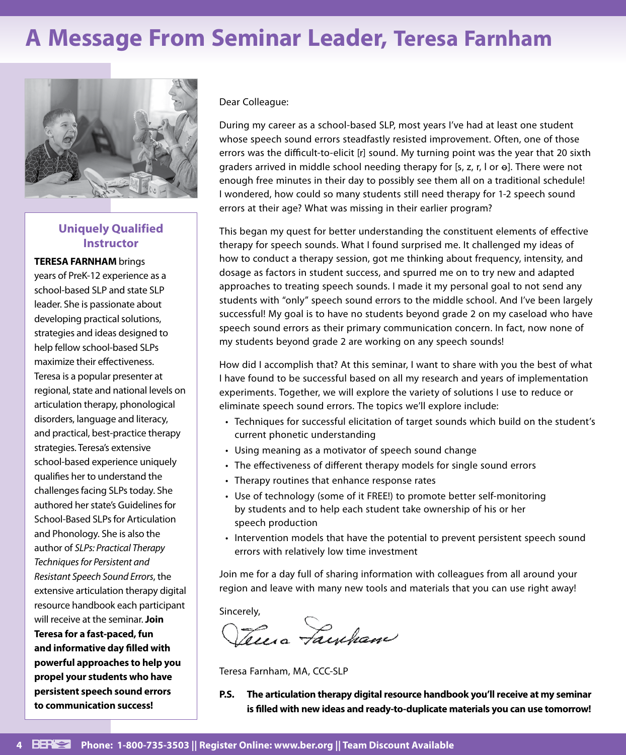# A Message From Seminar Leader, Teresa Farnham

### Uniquely Qualified Instructor

**TERESA FARNHAM** brings years of PreK-12 experience as a school-based SLP and state SLP leader. She is passionate about developing practical solutions, strategies and ideas designed to help fellow school-based SLPs maximize their effectiveness. Teresa is a popular presenter at regional, state and national levels on articulation therapy, phonological disorders, language and literacy, and practical, best-practice therapy strategies. Teresa's extensive school-based experience uniquely qualifies her to understand the challenges facing SLPs today. She authored her state's Guidelines for School-Based SLPs for Articulation and Phonology. She is also the author of *SLPs: Practical Therapy Techniques for Persistent and Resistant Speech Sound Errors*, the extensive articulation therapy digital resource handbook each participant will receive at the seminar. **Join Teresa for a fast-paced, fun and informative day filled with powerful approaches to help you propel your students who have persistent speech sound errors to communication success!**

Dear Colleague:

During my career as a school-based SLP, most years I've had at least one student whose speech sound errors steadfastly resisted improvement. Often, one of those errors was the difficult-to-elicit [r] sound. My turning point was the year that 20 sixth graders arrived in middle school needing therapy for [s, z, r, l or ɵ]. There were not enough free minutes in their day to possibly see them all on a traditional schedule! I wondered, how could so many students still need therapy for 1-2 speech sound errors at their age? What was missing in their earlier program?

This began my quest for better understanding the constituent elements of effective therapy for speech sounds. What I found surprised me. It challenged my ideas of how to conduct a therapy session, got me thinking about frequency, intensity, and dosage as factors in student success, and spurred me on to try new and adapted approaches to treating speech sounds. I made it my personal goal to not send any students with "only" speech sound errors to the middle school. And I've been largely successful! My goal is to have no students beyond grade 2 on my caseload who have speech sound errors as their primary communication concern. In fact, now none of my students beyond grade 2 are working on any speech sounds!

How did I accomplish that? At this seminar, I want to share with you the best of what I have found to be successful based on all my research and years of implementation experiments. Together, we will explore the variety of solutions I use to reduce or eliminate speech sound errors. The topics we'll explore include:

- Techniques for successful elicitation of target sounds which build on the student's current phonetic understanding
- Using meaning as a motivator of speech sound change
- The effectiveness of different therapy models for single sound errors
- Therapy routines that enhance response rates
- Use of technology (some of it FREE!) to promote better self-monitoring by students and to help each student take ownership of his or her speech production
- Intervention models that have the potential to prevent persistent speech sound errors with relatively low time investment

Join me for a day full of sharing information with colleagues from all around your region and leave with many new tools and materials that you can use right away!

Sincerely,

Teresa Farnham

Teresa Farnham, MA, CCC-SLP

**P.S. The articulation therapy digital resource handbook you'll receive at my seminar is filled with new ideas and ready-to-duplicate materials you can use tomorrow!**

**Phone: 1-800-735-3503 || Register Online: www.ber.org || Team Discount Available**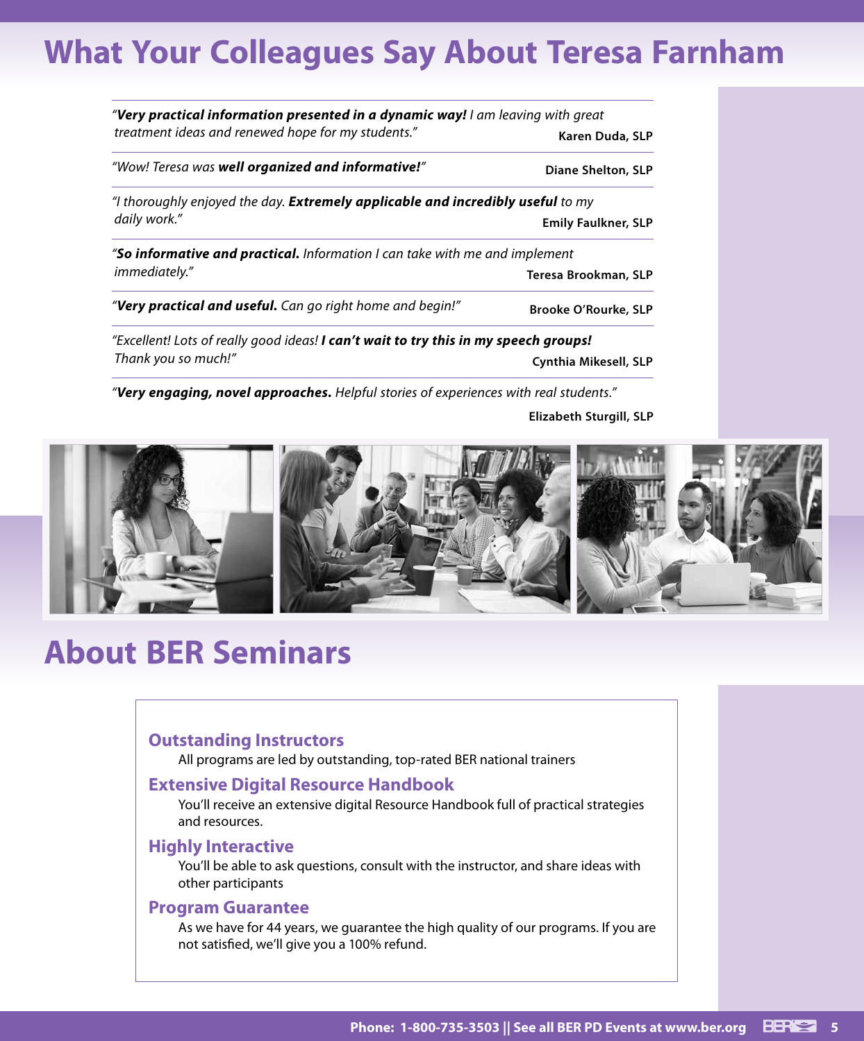# What Your Colleagues Say About Teresa Farnham

"***Very practical information presented in a dynamic way!*** *I am leaving with great treatment ideas and renewed hope for my students.*"
**Karen Duda, SLP**

"*Wow! Teresa was* ***well organized and informative!***"
**Diane Shelton, SLP**

"*I thoroughly enjoyed the day.* ***Extremely applicable and incredibly useful*** *to my daily work.*"
**Emily Faulkner, SLP**

"***So informative and practical.*** *Information I can take with me and implement immediately.*"
**Teresa Brookman, SLP**

"***Very practical and useful.*** *Can go right home and begin!*"
**Brooke O'Rourke, SLP**

"*Excellent! Lots of really good ideas!* ***I can't wait to try this in my speech groups!*** *Thank you so much!*"
**Cynthia Mikesell, SLP**

"***Very engaging, novel approaches.*** *Helpful stories of experiences with real students.*"
**Elizabeth Sturgill, SLP**

# About BER Seminars

## Outstanding Instructors

All programs are led by outstanding, top-rated BER national trainers

## Extensive Digital Resource Handbook

You'll receive an extensive digital Resource Handbook full of practical strategies and resources.

## Highly Interactive

You'll be able to ask questions, consult with the instructor, and share ideas with other participants

## Program Guarantee

As we have for 44 years, we guarantee the high quality of our programs. If you are not satisfied, we'll give you a 100% refund.

Phone: 1-800-735-3503 || See all BER PD Events at www.ber.org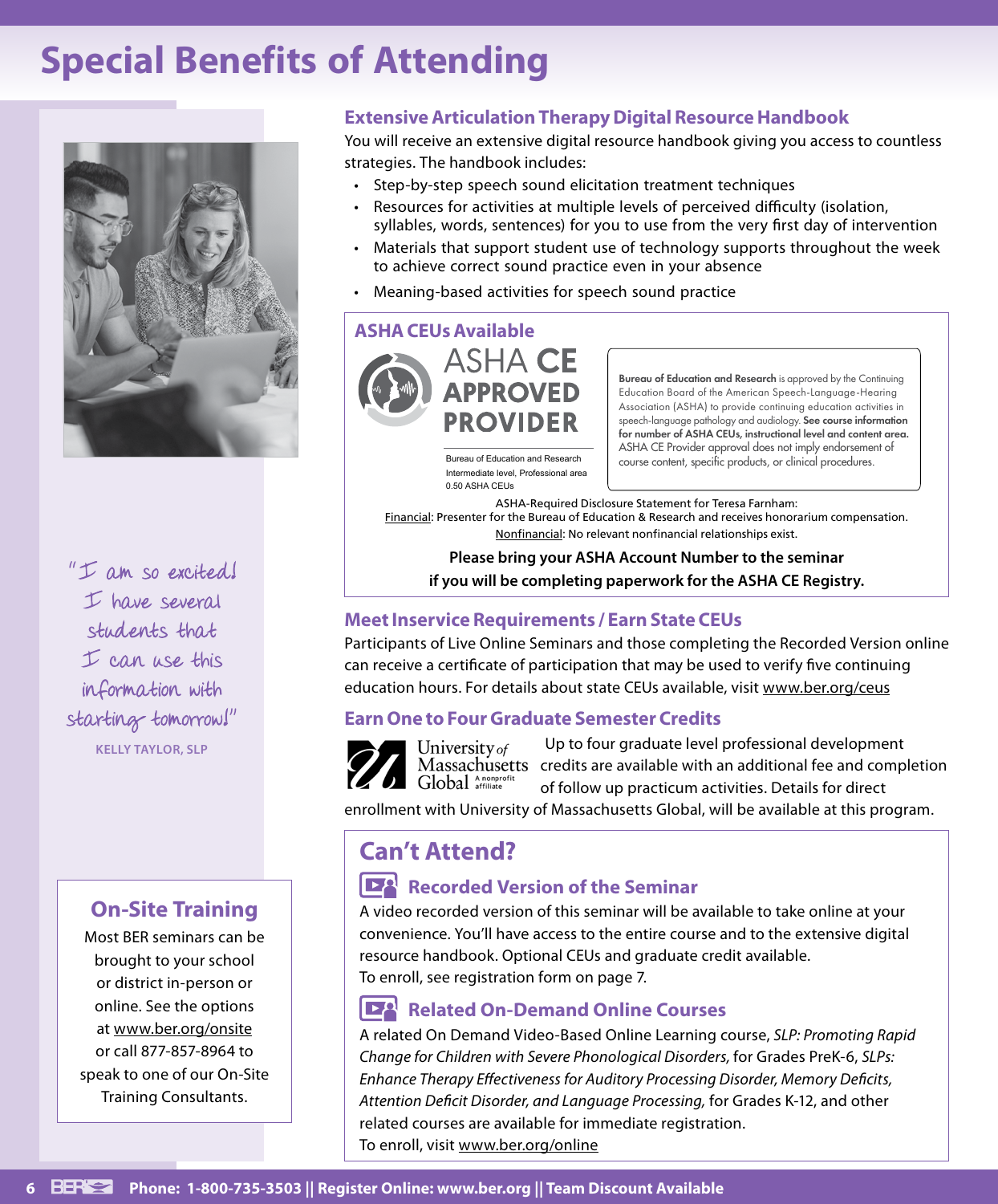# Special Benefits of Attending

## Extensive Articulation Therapy Digital Resource Handbook

You will receive an extensive digital resource handbook giving you access to countless strategies. The handbook includes:

- Step-by-step speech sound elicitation treatment techniques
- Resources for activities at multiple levels of perceived difficulty (isolation, syllables, words, sentences) for you to use from the very first day of intervention
- Materials that support student use of technology supports throughout the week to achieve correct sound practice even in your absence
- Meaning-based activities for speech sound practice

## ASHA CEUs Available

ASHA CE APPROVED PROVIDER

Bureau of Education and Research
Intermediate level, Professional area
0.50 ASHA CEUs

**Bureau of Education and Research** is approved by the Continuing Education Board of the American Speech-Language-Hearing Association (ASHA) to provide continuing education activities in speech-language pathology and audiology. **See course information for number of ASHA CEUs, instructional level and content area.** ASHA CE Provider approval does not imply endorsement of course content, specific products, or clinical procedures.

ASHA-Required Disclosure Statement for Teresa Farnham:
Financial: Presenter for the Bureau of Education & Research and receives honorarium compensation.
Nonfinancial: No relevant nonfinancial relationships exist.

**Please bring your ASHA Account Number to the seminar if you will be completing paperwork for the ASHA CE Registry.**

## Meet Inservice Requirements / Earn State CEUs

Participants of Live Online Seminars and those completing the Recorded Version online can receive a certificate of participation that may be used to verify five continuing education hours. For details about state CEUs available, visit www.ber.org/ceus

## Earn One to Four Graduate Semester Credits

University of Massachusetts Global — A nonprofit affiliate

Up to four graduate level professional development credits are available with an additional fee and completion of follow up practicum activities. Details for direct enrollment with University of Massachusetts Global, will be available at this program.

"I am so excited! I have several students that I can use this information with starting tomorrow!"

**KELLY TAYLOR, SLP**

## On-Site Training

Most BER seminars can be brought to your school or district in-person or online. See the options at www.ber.org/onsite or call 877-857-8964 to speak to one of our On-Site Training Consultants.

## Can't Attend?

### Recorded Version of the Seminar

A video recorded version of this seminar will be available to take online at your convenience. You'll have access to the entire course and to the extensive digital resource handbook. Optional CEUs and graduate credit available.
To enroll, see registration form on page 7.

### Related On-Demand Online Courses

A related On Demand Video-Based Online Learning course, *SLP: Promoting Rapid Change for Children with Severe Phonological Disorders,* for Grades PreK-6, *SLPs: Enhance Therapy Effectiveness for Auditory Processing Disorder, Memory Deficits, Attention Deficit Disorder, and Language Processing,* for Grades K-12, and other related courses are available for immediate registration.
To enroll, visit www.ber.org/online

**Phone: 1-800-735-3503 || Register Online: www.ber.org || Team Discount Available**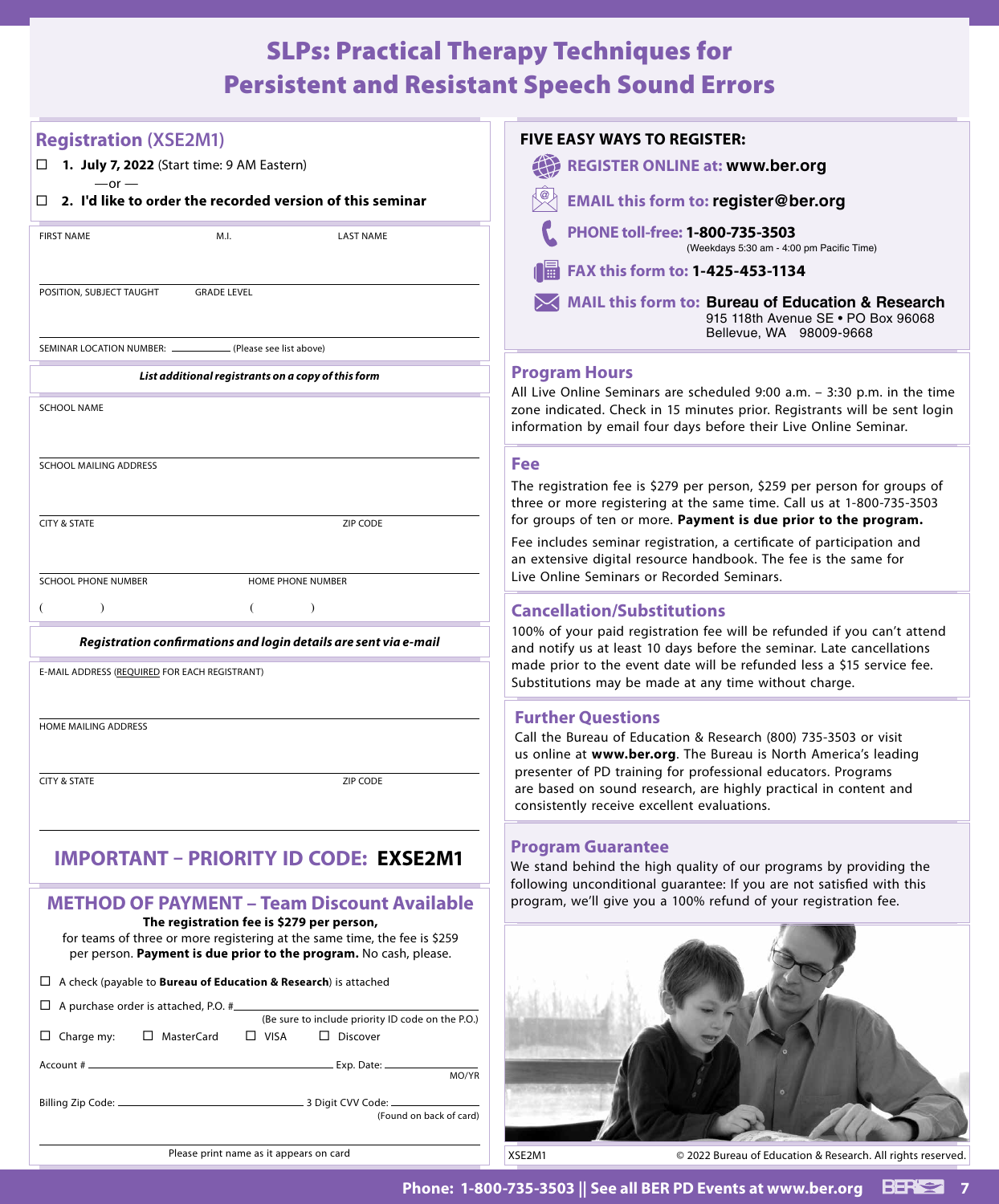# SLPs: Practical Therapy Techniques for Persistent and Resistant Speech Sound Errors

## Registration (XSE2M1)

☐ **1. July 7, 2022** (Start time: 9 AM Eastern)

—or —

☐ **2. I'd like to order the recorded version of this seminar**

FIRST NAME | M.I. | LAST NAME

POSITION, SUBJECT TAUGHT | GRADE LEVEL

SEMINAR LOCATION NUMBER: ________ (Please see list above)

***List additional registrants on a copy of this form***

SCHOOL NAME

SCHOOL MAILING ADDRESS

CITY & STATE | ZIP CODE

SCHOOL PHONE NUMBER ( ) | HOME PHONE NUMBER ( )

***Registration confirmations and login details are sent via e-mail***

E-MAIL ADDRESS (REQUIRED FOR EACH REGISTRANT)

HOME MAILING ADDRESS

CITY & STATE | ZIP CODE

## IMPORTANT – PRIORITY ID CODE: **EXSE2M1**

## METHOD OF PAYMENT – Team Discount Available

**The registration fee is $279 per person,** for teams of three or more registering at the same time, the fee is $259 per person. **Payment is due prior to the program.** No cash, please.

☐ A check (payable to **Bureau of Education & Research**) is attached

☐ A purchase order is attached, P.O. #________ (Be sure to include priority ID code on the P.O.)

☐ Charge my: ☐ MasterCard ☐ VISA ☐ Discover

Account # ________ Exp. Date: ________ MO/YR

Billing Zip Code: ________ 3 Digit CVV Code: ________ (Found on back of card)

Please print name as it appears on card

## FIVE EASY WAYS TO REGISTER:

- **REGISTER ONLINE at: www.ber.org**
- **EMAIL this form to: register@ber.org**
- **PHONE toll-free: 1-800-735-3503** (Weekdays 5:30 am - 4:00 pm Pacific Time)
- **FAX this form to: 1-425-453-1134**
- **MAIL this form to: Bureau of Education & Research**
  915 118th Avenue SE • PO Box 96068
  Bellevue, WA 98009-9668

## Program Hours

All Live Online Seminars are scheduled 9:00 a.m. – 3:30 p.m. in the time zone indicated. Check in 15 minutes prior. Registrants will be sent login information by email four days before their Live Online Seminar.

## Fee

The registration fee is $279 per person, $259 per person for groups of three or more registering at the same time. Call us at 1-800-735-3503 for groups of ten or more. **Payment is due prior to the program.**

Fee includes seminar registration, a certificate of participation and an extensive digital resource handbook. The fee is the same for Live Online Seminars or Recorded Seminars.

## Cancellation/Substitutions

100% of your paid registration fee will be refunded if you can't attend and notify us at least 10 days before the seminar. Late cancellations made prior to the event date will be refunded less a $15 service fee. Substitutions may be made at any time without charge.

## Further Questions

Call the Bureau of Education & Research (800) 735-3503 or visit us online at **www.ber.org**. The Bureau is North America's leading presenter of PD training for professional educators. Programs are based on sound research, are highly practical in content and consistently receive excellent evaluations.

## Program Guarantee

We stand behind the high quality of our programs by providing the following unconditional guarantee: If you are not satisfied with this program, we'll give you a 100% refund of your registration fee.

XSE2M1 © 2022 Bureau of Education & Research. All rights reserved.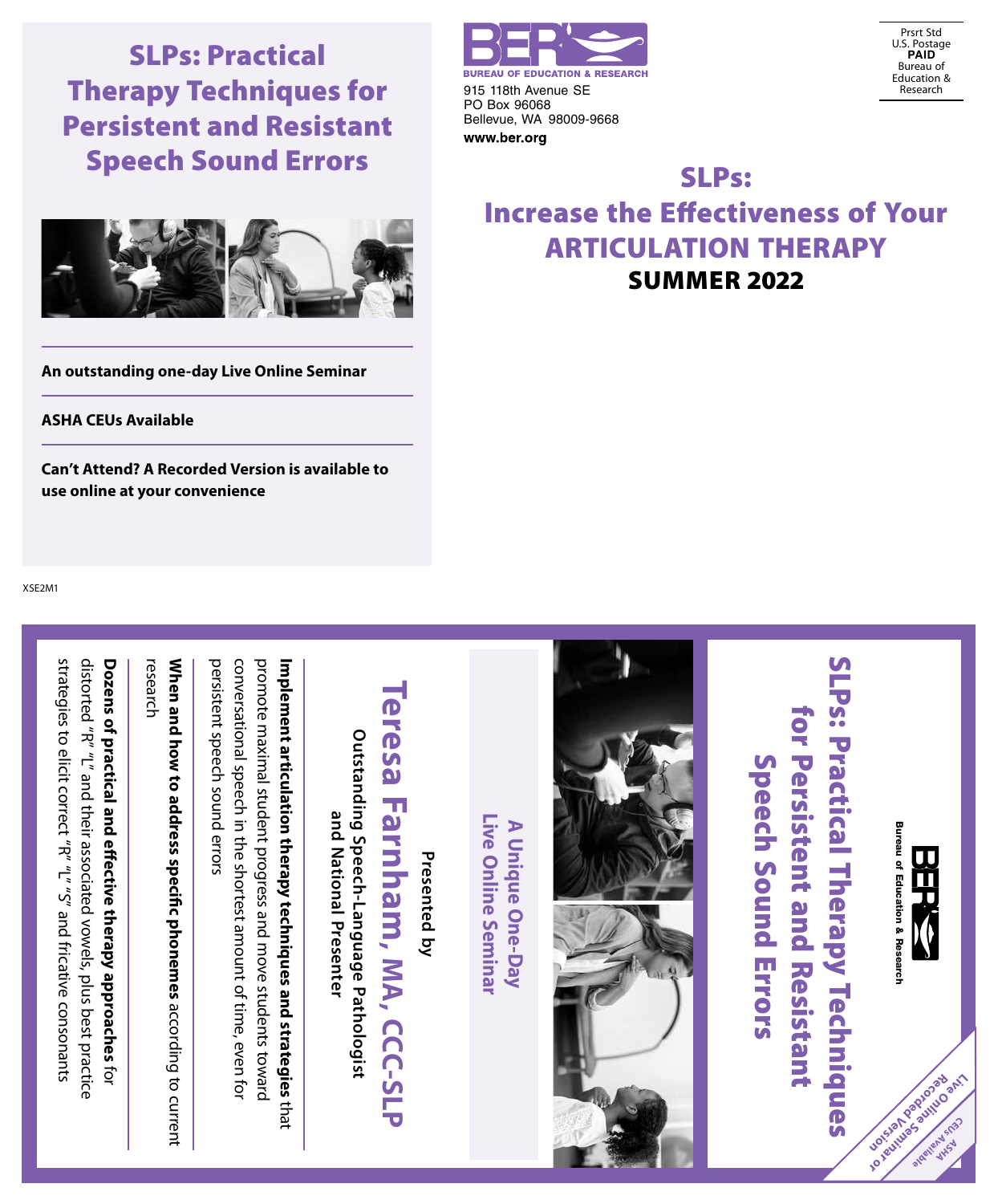# SLPs: Practical Therapy Techniques for Persistent and Resistant Speech Sound Errors

**An outstanding one-day Live Online Seminar**

**ASHA CEUs Available**

**Can't Attend? A Recorded Version is available to use online at your convenience**

BER BUREAU OF EDUCATION & RESEARCH
915 118th Avenue SE
PO Box 96068
Bellevue, WA 98009-9668
**www.ber.org**

Prsrt Std
U.S. Postage
**PAID**
Bureau of Education & Research

# SLPs: Increase the Effectiveness of Your ARTICULATION THERAPY

**SUMMER 2022**

XSE2M1

# SLPs: Practical Therapy Techniques for Persistent and Resistant Speech Sound Errors

Bureau of Education & Research

Live Online Seminar or Recorded Version
ASHA CEUs Available

**A Unique One-Day Live Online Seminar**

Presented by

## Teresa Farnham, MA, CCC-SLP

**Outstanding Speech-Language Pathologist and National Presenter**

**Implement articulation therapy techniques and strategies** that promote maximal student progress and move students toward conversational speech in the shortest amount of time, even for persistent speech sound errors

**When and how to address specific phonemes** according to current research

**Dozens of practical and effective therapy approaches** for distorted "R" "L" and their associated vowels, plus best practice strategies to elicit correct "R" "L" "S" and fricative consonants